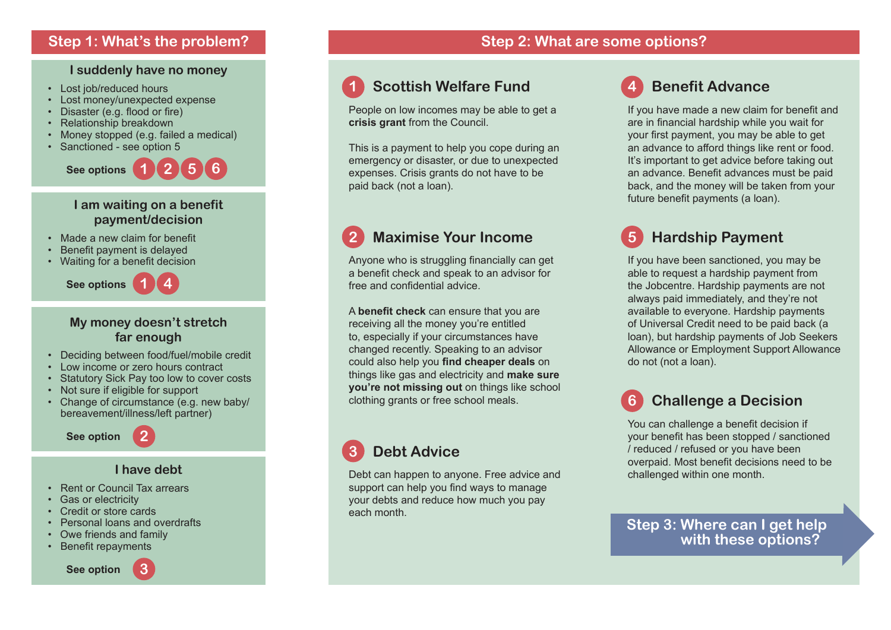## Step 1: What's the problem?

### I suddenly have no money

- Lost job/reduced hours
- Lost money/unexpected expense
- Disaster (e.g. flood or fire)
- Relationship breakdown
- Money stopped (e.g. failed a medical)
- Sanctioned - see option 5

**See options** 1 2 5 6

### I am waiting on a benefit payment/decision

- Made a new claim for benefit
- Benefit payment is delayed
- Waiting for a benefit decision

**See options** 1 4

### My money doesn't stretch far enough

- Deciding between food/fuel/mobile credit
- Low income or zero hours contract
- Statutory Sick Pay too low to cover costs
- Not sure if eligible for support
- Change of circumstance (e.g. new baby/ bereavement/illness/left partner)

**See option** 2

### I have debt

- Rent or Council Tax arrears
- Gas or electricity
- Credit or store cards
- Personal loans and overdrafts
- Owe friends and family
- Benefit repayments

**See option** 3

## Step 2: What are some options?

### 1 Scottish Welfare Fund

People on low incomes may be able to get a **crisis grant** from the Council.

This is a payment to help you cope during an emergency or disaster, or due to unexpected expenses. Crisis grants do not have to be paid back (not a loan).

### 2 Maximise Your Income

Anyone who is struggling financially can get a benefit check and speak to an advisor for free and confidential advice.

A **benefit check** can ensure that you are receiving all the money you're entitled to, especially if your circumstances have changed recently. Speaking to an advisor could also help you **find cheaper deals** on things like gas and electricity and **make sure you're not missing out** on things like school clothing grants or free school meals.

### 3 Debt Advice

Debt can happen to anyone. Free advice and support can help you find ways to manage your debts and reduce how much you pay each month.

### 4 Benefit Advance

If you have made a new claim for benefit and are in financial hardship while you wait for your first payment, you may be able to get an advance to afford things like rent or food. It's important to get advice before taking out an advance. Benefit advances must be paid back, and the money will be taken from your future benefit payments (a loan).

### 5 Hardship Payment

If you have been sanctioned, you may be able to request a hardship payment from the Jobcentre. Hardship payments are not always paid immediately, and they're not available to everyone. Hardship payments of Universal Credit need to be paid back (a loan), but hardship payments of Job Seekers Allowance or Employment Support Allowance do not (not a loan).

### 6 Challenge a Decision

You can challenge a benefit decision if your benefit has been stopped / sanctioned / reduced / refused or you have been overpaid. Most benefit decisions need to be challenged within one month.

**Step 3: Where can I get help with these options?**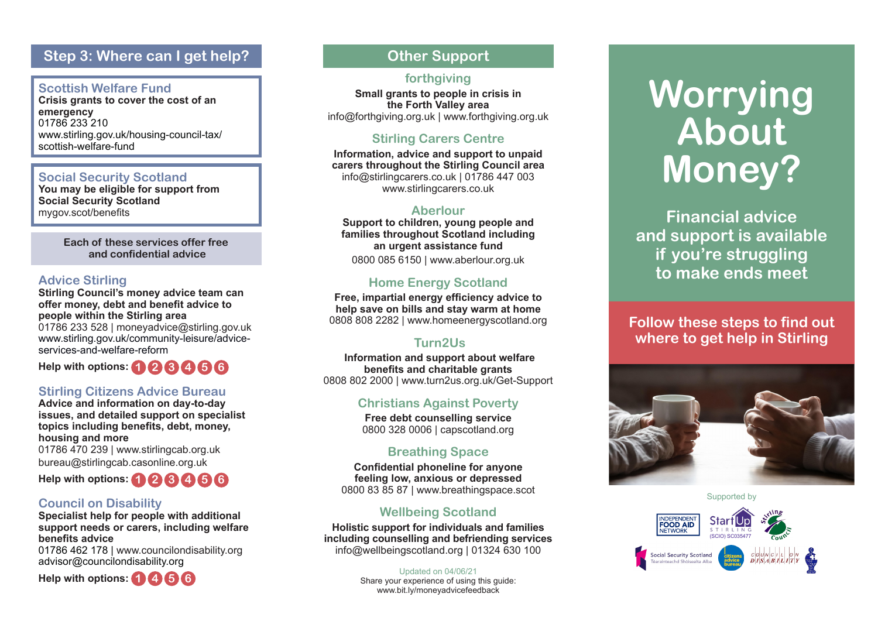## Step 3: Where can I get help?

### Scottish Welfare Fund

**Crisis grants to cover the cost of an emergency**
01786 233 210
www.stirling.gov.uk/housing-council-tax/scottish-welfare-fund

### Social Security Scotland

**You may be eligible for support from Social Security Scotland**
mygov.scot/benefits

**Each of these services offer free and confidential advice**

### Advice Stirling

**Stirling Council's money advice team can offer money, debt and benefit advice to people within the Stirling area**
01786 233 528 | moneyadvice@stirling.gov.uk
www.stirling.gov.uk/community-leisure/advice-services-and-welfare-reform

**Help with options:** 1 2 3 4 5 6

### Stirling Citizens Advice Bureau

**Advice and information on day-to-day issues, and detailed support on specialist topics including benefits, debt, money, housing and more**
01786 470 239 | www.stirlingcab.org.uk
bureau@stirlingcab.casonline.org.uk

**Help with options:** 1 2 3 4 5 6

### Council on Disability

**Specialist help for people with additional support needs or carers, including welfare benefits advice**
01786 462 178 | www.councilondisability.org
advisor@councilondisability.org

**Help with options:** 1 4 5 6

## Other Support

### forthgiving

**Small grants to people in crisis in the Forth Valley area**
info@forthgiving.org.uk | www.forthgiving.org.uk

### Stirling Carers Centre

**Information, advice and support to unpaid carers throughout the Stirling Council area**
info@stirlingcarers.co.uk | 01786 447 003
www.stirlingcarers.co.uk

### Aberlour

**Support to children, young people and families throughout Scotland including an urgent assistance fund**
0800 085 6150 | www.aberlour.org.uk

### Home Energy Scotland

**Free, impartial energy efficiency advice to help save on bills and stay warm at home**
0808 808 2282 | www.homeenergyscotland.org

### Turn2Us

**Information and support about welfare benefits and charitable grants**
0808 802 2000 | www.turn2us.org.uk/Get-Support

### Christians Against Poverty

**Free debt counselling service**
0800 328 0006 | capscotland.org

### Breathing Space

**Confidential phoneline for anyone feeling low, anxious or depressed**
0800 83 85 87 | www.breathingspace.scot

### Wellbeing Scotland

**Holistic support for individuals and families including counselling and befriending services**
info@wellbeingscotland.org | 01324 630 100

Updated on 04/06/21
Share your experience of using this guide:
www.bit.ly/moneyadvicefeedback

# Worrying About Money?

**Financial advice and support is available if you're struggling to make ends meet**

**Follow these steps to find out where to get help in Stirling**

Supported by

Independent Food Aid Network | StartUp Stirling (SCIO) SC035477 | Stirling Council | Social Security Scotland | Citizens Advice Bureau | Council on Disability